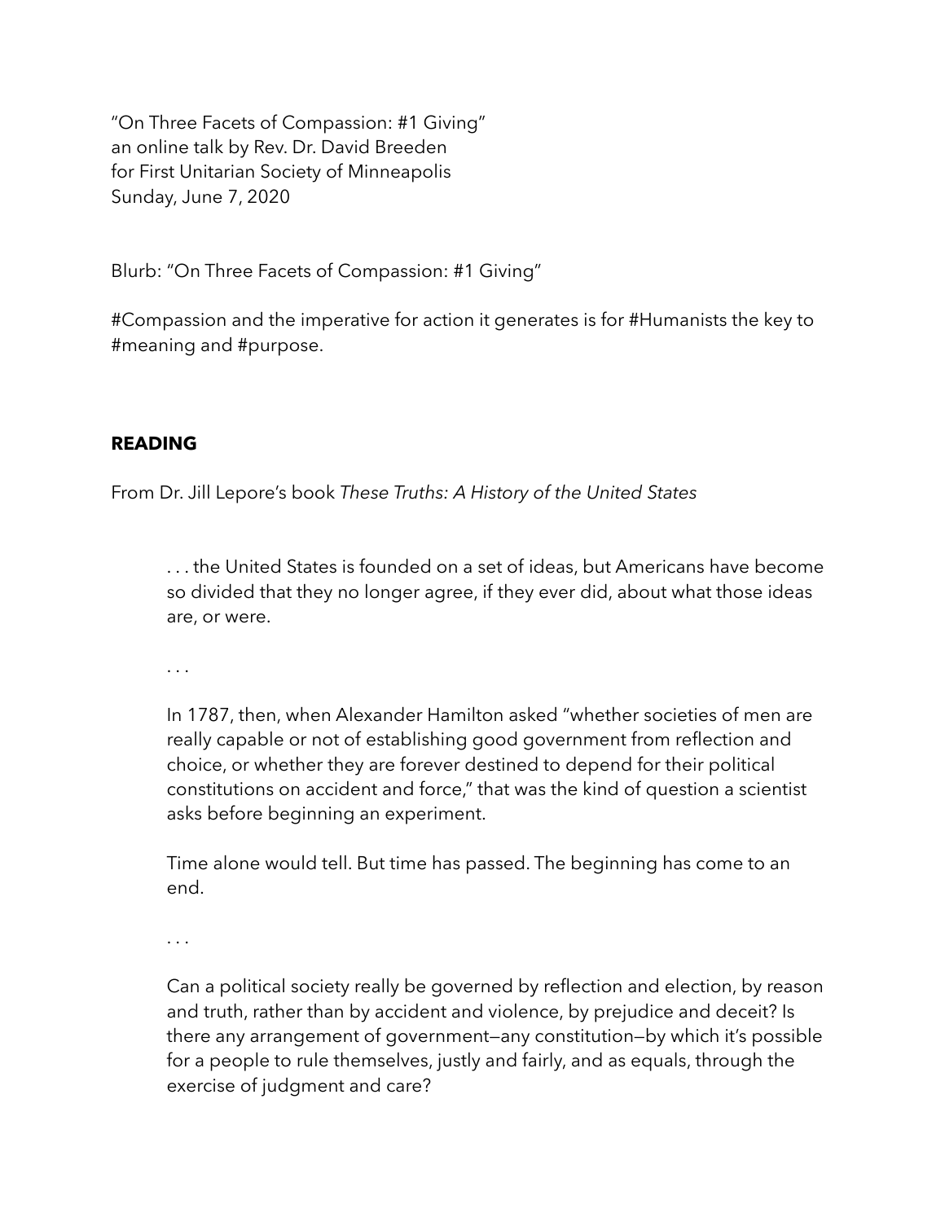"On Three Facets of Compassion: #1 Giving"
an online talk by Rev. Dr. David Breeden
for First Unitarian Society of Minneapolis
Sunday, June 7, 2020

Blurb: "On Three Facets of Compassion: #1 Giving"

#Compassion and the imperative for action it generates is for #Humanists the key to #meaning and #purpose.

## READING

From Dr. Jill Lepore's book *These Truths: A History of the United States*

> . . . the United States is founded on a set of ideas, but Americans have become so divided that they no longer agree, if they ever did, about what those ideas are, or were.
>
> . . .
>
> In 1787, then, when Alexander Hamilton asked "whether societies of men are really capable or not of establishing good government from reflection and choice, or whether they are forever destined to depend for their political constitutions on accident and force," that was the kind of question a scientist asks before beginning an experiment.
>
> Time alone would tell. But time has passed. The beginning has come to an end.
>
> . . .
>
> Can a political society really be governed by reflection and election, by reason and truth, rather than by accident and violence, by prejudice and deceit? Is there any arrangement of government—any constitution—by which it's possible for a people to rule themselves, justly and fairly, and as equals, through the exercise of judgment and care?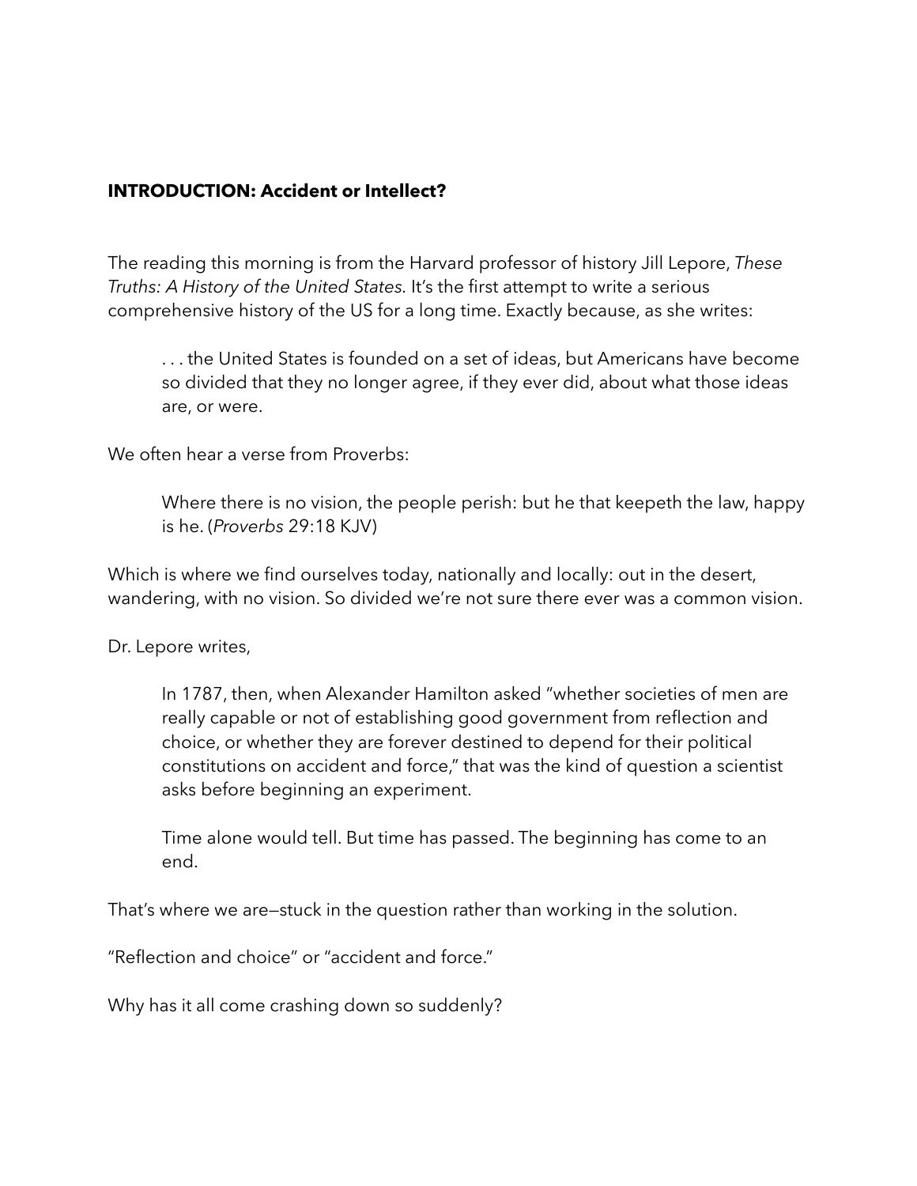**INTRODUCTION: Accident or Intellect?**

The reading this morning is from the Harvard professor of history Jill Lepore, *These Truths: A History of the United States*. It's the first attempt to write a serious comprehensive history of the US for a long time. Exactly because, as she writes:

> . . . the United States is founded on a set of ideas, but Americans have become so divided that they no longer agree, if they ever did, about what those ideas are, or were.

We often hear a verse from Proverbs:

> Where there is no vision, the people perish: but he that keepeth the law, happy is he. (*Proverbs* 29:18 KJV)

Which is where we find ourselves today, nationally and locally: out in the desert, wandering, with no vision. So divided we're not sure there ever was a common vision.

Dr. Lepore writes,

> In 1787, then, when Alexander Hamilton asked "whether societies of men are really capable or not of establishing good government from reflection and choice, or whether they are forever destined to depend for their political constitutions on accident and force," that was the kind of question a scientist asks before beginning an experiment.
>
> Time alone would tell. But time has passed. The beginning has come to an end.

That's where we are—stuck in the question rather than working in the solution.

"Reflection and choice" or "accident and force."

Why has it all come crashing down so suddenly?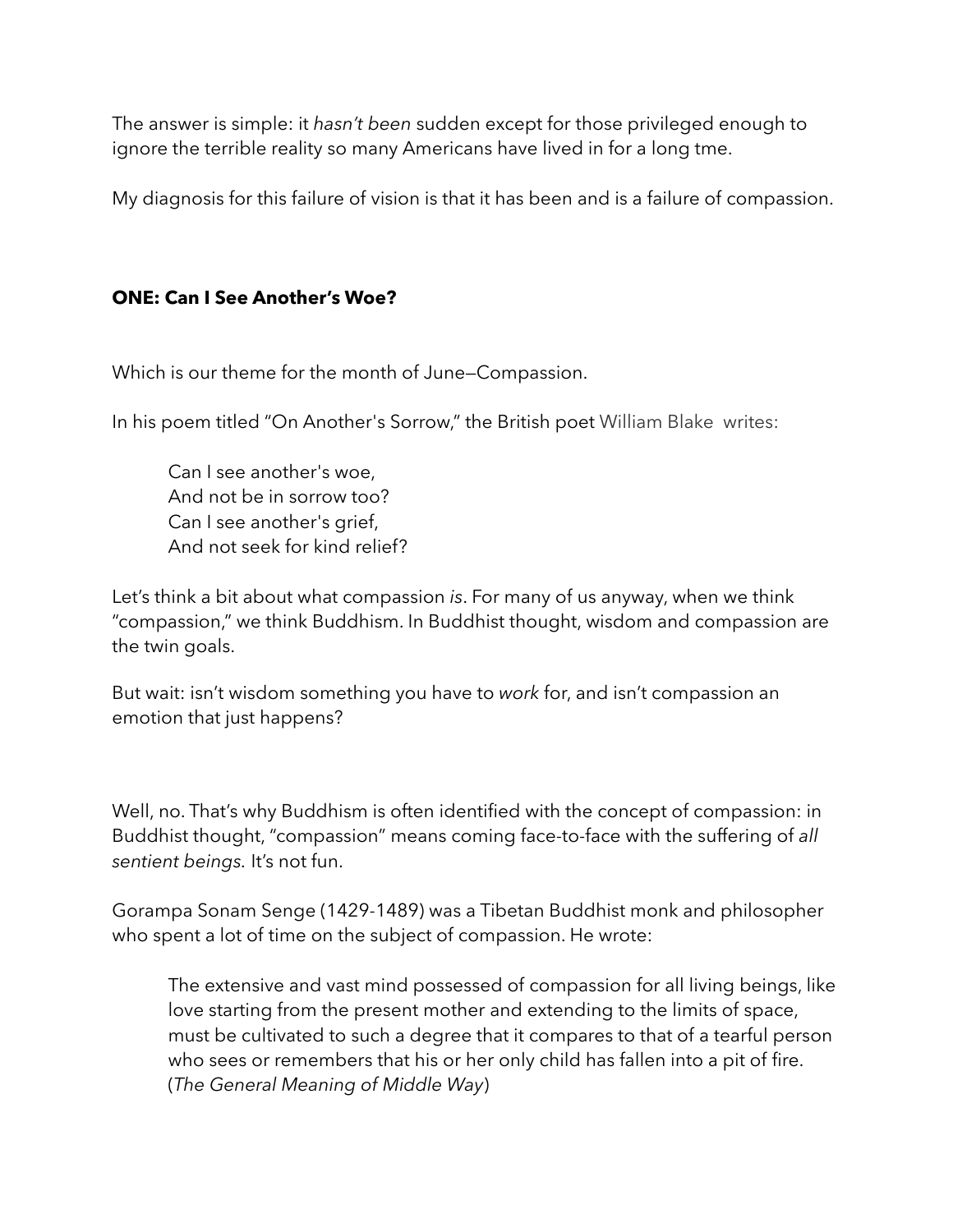The answer is simple: it *hasn't been* sudden except for those privileged enough to ignore the terrible reality so many Americans have lived in for a long tme.

My diagnosis for this failure of vision is that it has been and is a failure of compassion.

**ONE: Can I See Another's Woe?**

Which is our theme for the month of June—Compassion.

In his poem titled "On Another's Sorrow," the British poet William Blake writes:

> Can I see another's woe,
> And not be in sorrow too?
> Can I see another's grief,
> And not seek for kind relief?

Let's think a bit about what compassion *is*. For many of us anyway, when we think "compassion," we think Buddhism. In Buddhist thought, wisdom and compassion are the twin goals.

But wait: isn't wisdom something you have to *work* for, and isn't compassion an emotion that just happens?

Well, no. That's why Buddhism is often identified with the concept of compassion: in Buddhist thought, "compassion" means coming face-to-face with the suffering of *all sentient beings.* It's not fun.

Gorampa Sonam Senge (1429-1489) was a Tibetan Buddhist monk and philosopher who spent a lot of time on the subject of compassion. He wrote:

> The extensive and vast mind possessed of compassion for all living beings, like love starting from the present mother and extending to the limits of space, must be cultivated to such a degree that it compares to that of a tearful person who sees or remembers that his or her only child has fallen into a pit of fire. (*The General Meaning of Middle Way*)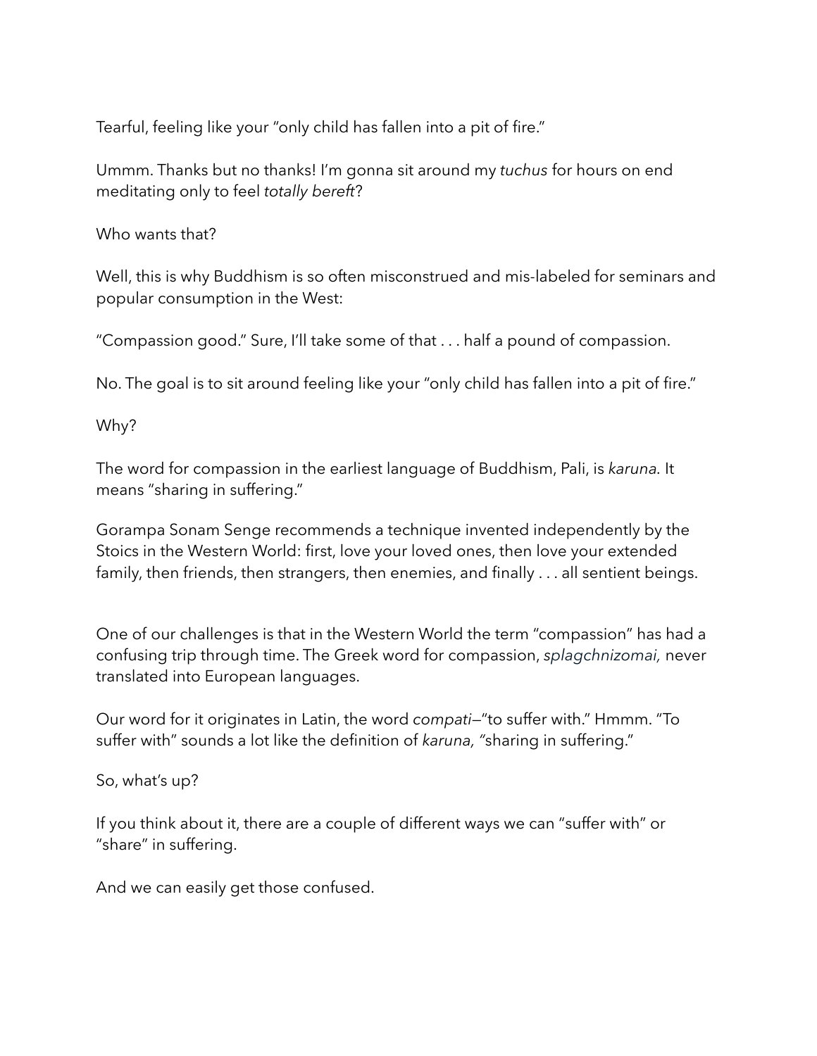Tearful, feeling like your "only child has fallen into a pit of fire."

Ummm. Thanks but no thanks! I'm gonna sit around my *tuchus* for hours on end meditating only to feel *totally bereft*?

Who wants that?

Well, this is why Buddhism is so often misconstrued and mis-labeled for seminars and popular consumption in the West:

"Compassion good." Sure, I'll take some of that . . . half a pound of compassion.

No. The goal is to sit around feeling like your "only child has fallen into a pit of fire."

Why?

The word for compassion in the earliest language of Buddhism, Pali, is *karuna*. It means "sharing in suffering."

Gorampa Sonam Senge recommends a technique invented independently by the Stoics in the Western World: first, love your loved ones, then love your extended family, then friends, then strangers, then enemies, and finally . . . all sentient beings.

One of our challenges is that in the Western World the term "compassion" has had a confusing trip through time. The Greek word for compassion, *splagchnizomai,* never translated into European languages.

Our word for it originates in Latin, the word *compati*—"to suffer with." Hmmm. "To suffer with" sounds a lot like the definition of *karuna,* "sharing in suffering."

So, what's up?

If you think about it, there are a couple of different ways we can "suffer with" or "share" in suffering.

And we can easily get those confused.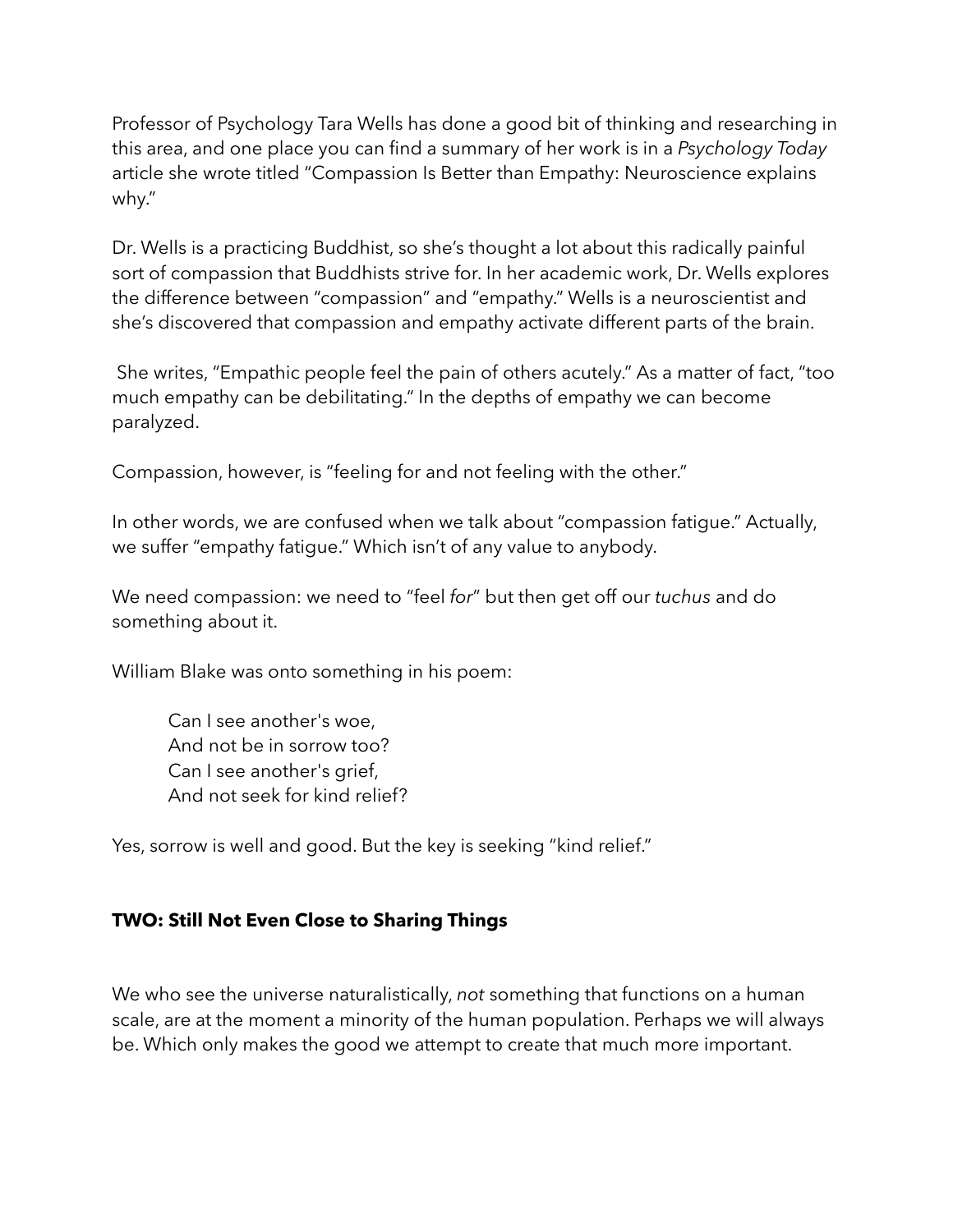Professor of Psychology Tara Wells has done a good bit of thinking and researching in this area, and one place you can find a summary of her work is in a *Psychology Today* article she wrote titled "Compassion Is Better than Empathy: Neuroscience explains why."

Dr. Wells is a practicing Buddhist, so she's thought a lot about this radically painful sort of compassion that Buddhists strive for. In her academic work, Dr. Wells explores the difference between "compassion" and "empathy." Wells is a neuroscientist and she's discovered that compassion and empathy activate different parts of the brain.

She writes, "Empathic people feel the pain of others acutely." As a matter of fact, "too much empathy can be debilitating." In the depths of empathy we can become paralyzed.

Compassion, however, is "feeling for and not feeling with the other."

In other words, we are confused when we talk about "compassion fatigue." Actually, we suffer "empathy fatigue." Which isn't of any value to anybody.

We need compassion: we need to "feel *for*" but then get off our *tuchus* and do something about it.

William Blake was onto something in his poem:

> Can I see another's woe,
> And not be in sorrow too?
> Can I see another's grief,
> And not seek for kind relief?

Yes, sorrow is well and good. But the key is seeking "kind relief."

### **TWO: Still Not Even Close to Sharing Things**

We who see the universe naturalistically, *not* something that functions on a human scale, are at the moment a minority of the human population. Perhaps we will always be. Which only makes the good we attempt to create that much more important.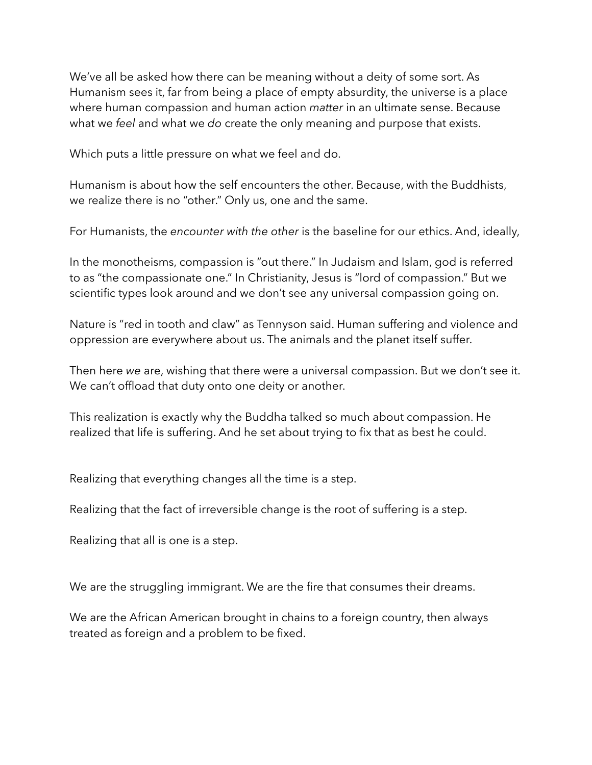We've all be asked how there can be meaning without a deity of some sort. As Humanism sees it, far from being a place of empty absurdity, the universe is a place where human compassion and human action *matter* in an ultimate sense. Because what we *feel* and what we *do* create the only meaning and purpose that exists.

Which puts a little pressure on what we feel and do.

Humanism is about how the self encounters the other. Because, with the Buddhists, we realize there is no "other." Only us, one and the same.

For Humanists, the *encounter with the other* is the baseline for our ethics. And, ideally,

In the monotheisms, compassion is "out there." In Judaism and Islam, god is referred to as "the compassionate one." In Christianity, Jesus is "lord of compassion." But we scientific types look around and we don't see any universal compassion going on.

Nature is "red in tooth and claw" as Tennyson said. Human suffering and violence and oppression are everywhere about us. The animals and the planet itself suffer.

Then here *we* are, wishing that there were a universal compassion. But we don't see it. We can't offload that duty onto one deity or another.

This realization is exactly why the Buddha talked so much about compassion. He realized that life is suffering. And he set about trying to fix that as best he could.

Realizing that everything changes all the time is a step.

Realizing that the fact of irreversible change is the root of suffering is a step.

Realizing that all is one is a step.

We are the struggling immigrant. We are the fire that consumes their dreams.

We are the African American brought in chains to a foreign country, then always treated as foreign and a problem to be fixed.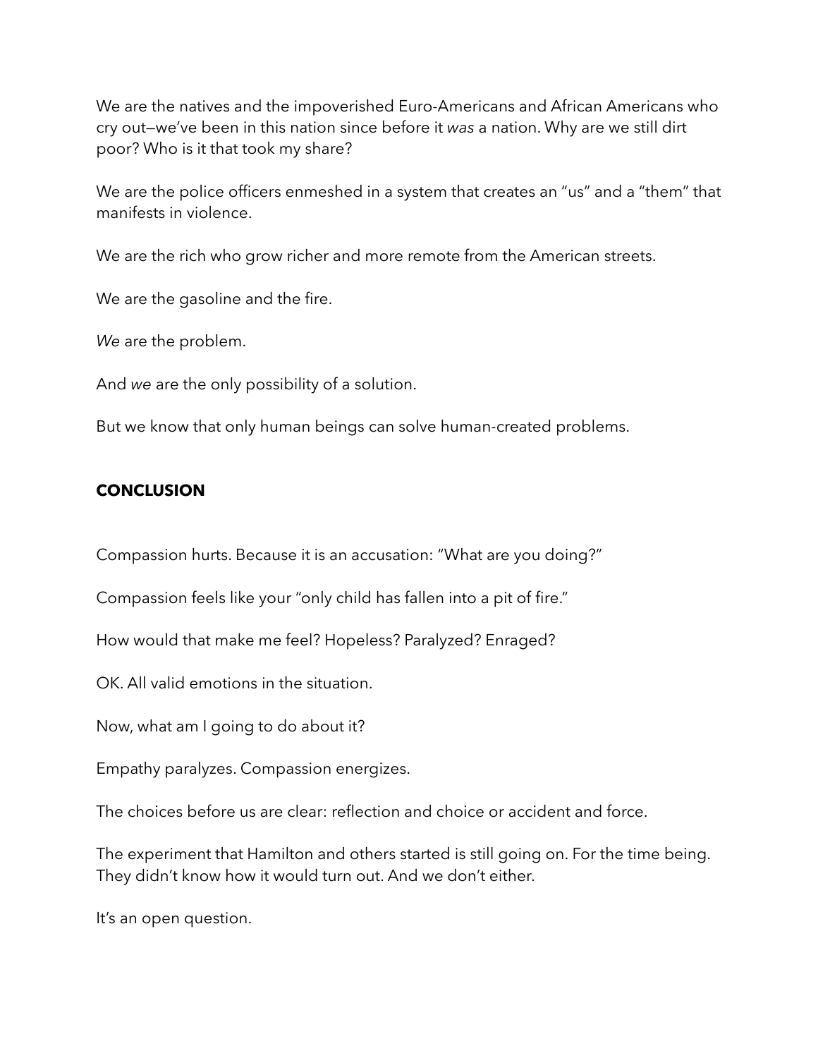We are the natives and the impoverished Euro-Americans and African Americans who cry out—we've been in this nation since before it *was* a nation. Why are we still dirt poor? Who is it that took my share?

We are the police officers enmeshed in a system that creates an "us" and a "them" that manifests in violence.

We are the rich who grow richer and more remote from the American streets.

We are the gasoline and the fire.

*We* are the problem.

And *we* are the only possibility of a solution.

But we know that only human beings can solve human-created problems.

## CONCLUSION

Compassion hurts. Because it is an accusation: "What are you doing?"

Compassion feels like your "only child has fallen into a pit of fire."

How would that make me feel? Hopeless? Paralyzed? Enraged?

OK. All valid emotions in the situation.

Now, what am I going to do about it?

Empathy paralyzes. Compassion energizes.

The choices before us are clear: reflection and choice or accident and force.

The experiment that Hamilton and others started is still going on. For the time being. They didn't know how it would turn out. And we don't either.

It's an open question.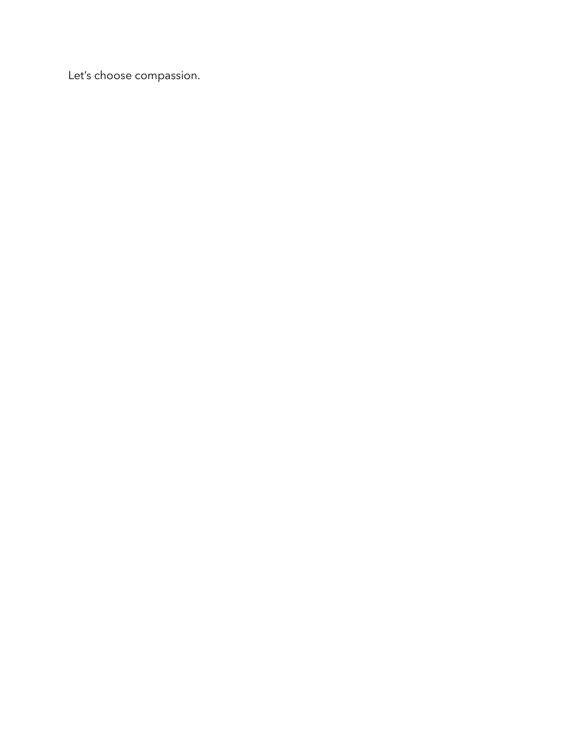Let’s choose compassion.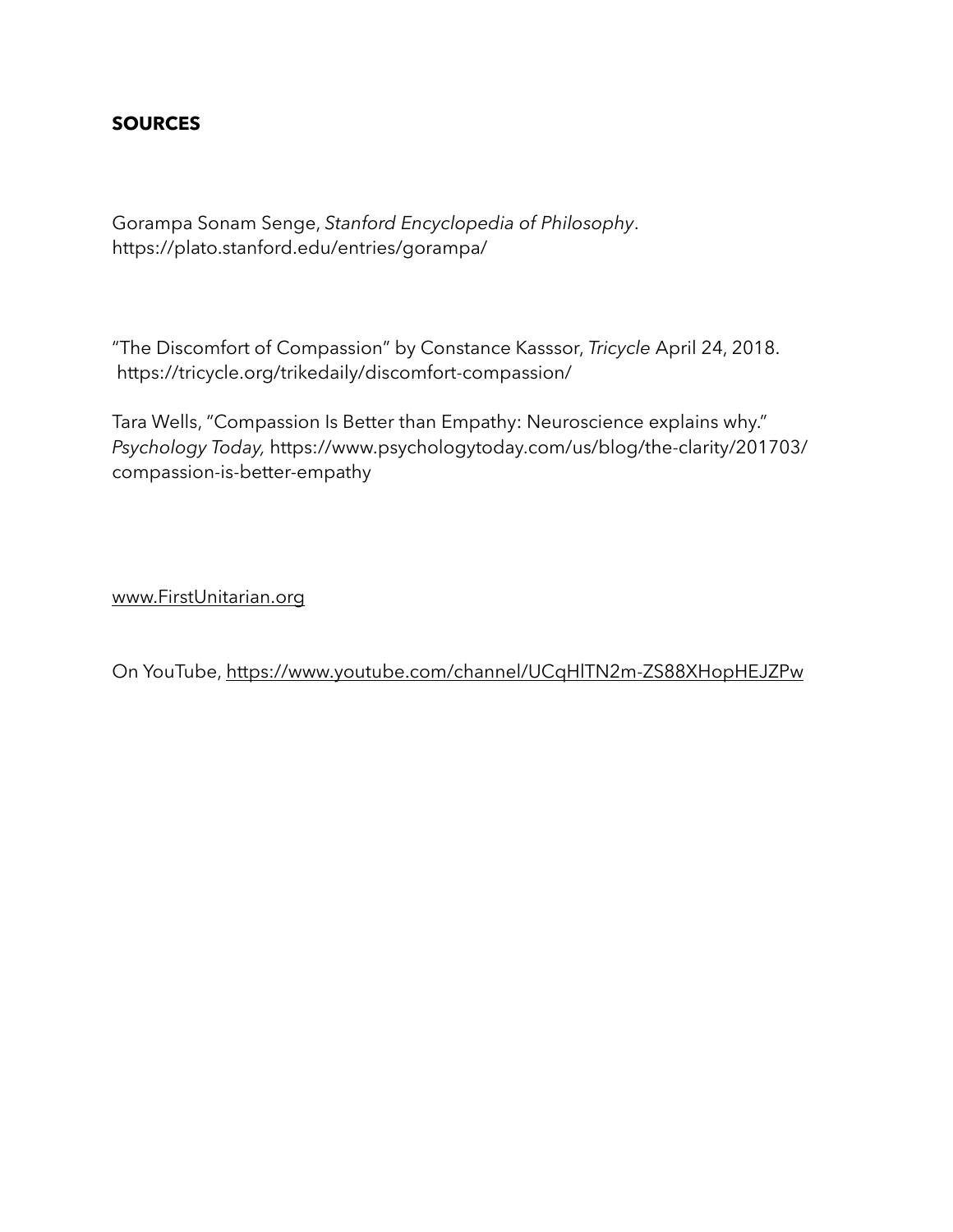**SOURCES**

Gorampa Sonam Senge, *Stanford Encyclopedia of Philosophy*.
https://plato.stanford.edu/entries/gorampa/

"The Discomfort of Compassion" by Constance Kasssor, *Tricycle* April 24, 2018.
https://tricycle.org/trikedaily/discomfort-compassion/

Tara Wells, "Compassion Is Better than Empathy: Neuroscience explains why." *Psychology Today,* https://www.psychologytoday.com/us/blog/the-clarity/201703/compassion-is-better-empathy

www.FirstUnitarian.org

On YouTube, https://www.youtube.com/channel/UCqHlTN2m-ZS88XHopHEJZPw